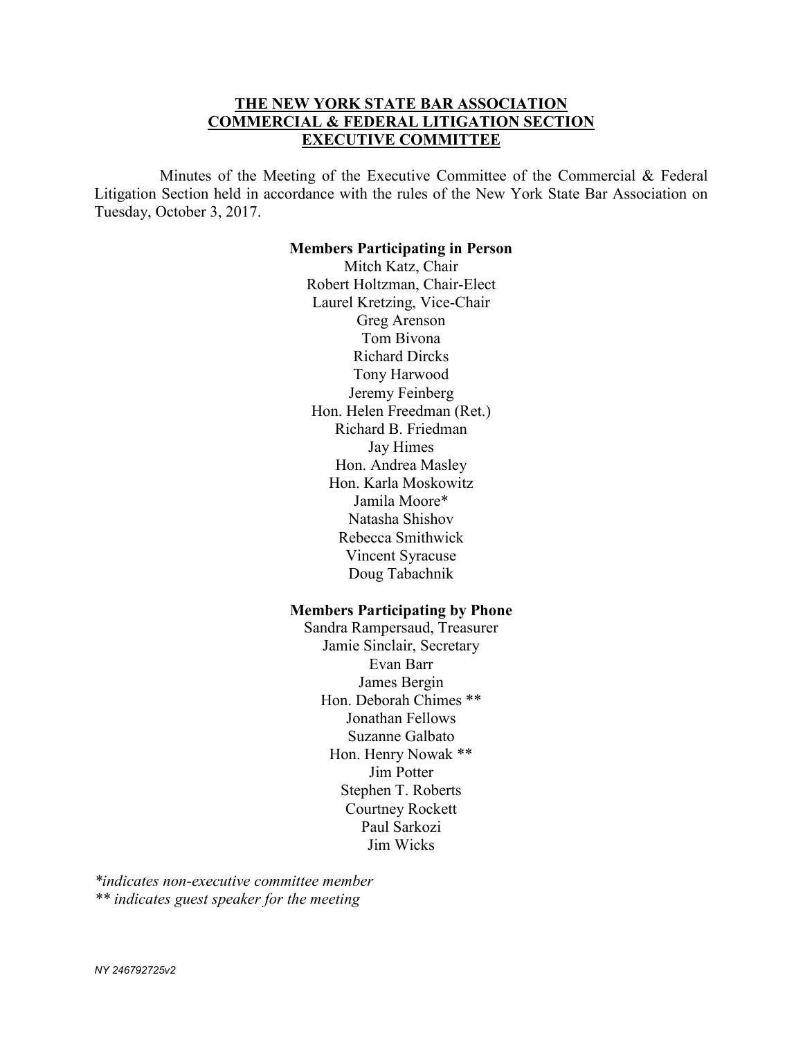**THE NEW YORK STATE BAR ASSOCIATION**
**COMMERCIAL & FEDERAL LITIGATION SECTION**
**EXECUTIVE COMMITTEE**

Minutes of the Meeting of the Executive Committee of the Commercial & Federal Litigation Section held in accordance with the rules of the New York State Bar Association on Tuesday, October 3, 2017.

**Members Participating in Person**

Mitch Katz, Chair
Robert Holtzman, Chair-Elect
Laurel Kretzing, Vice-Chair
Greg Arenson
Tom Bivona
Richard Dircks
Tony Harwood
Jeremy Feinberg
Hon. Helen Freedman (Ret.)
Richard B. Friedman
Jay Himes
Hon. Andrea Masley
Hon. Karla Moskowitz
Jamila Moore*
Natasha Shishov
Rebecca Smithwick
Vincent Syracuse
Doug Tabachnik

**Members Participating by Phone**

Sandra Rampersaud, Treasurer
Jamie Sinclair, Secretary
Evan Barr
James Bergin
Hon. Deborah Chimes **
Jonathan Fellows
Suzanne Galbato
Hon. Henry Nowak **
Jim Potter
Stephen T. Roberts
Courtney Rockett
Paul Sarkozi
Jim Wicks

*\*indicates non-executive committee member*
*\*\* indicates guest speaker for the meeting*

NY 246792725v2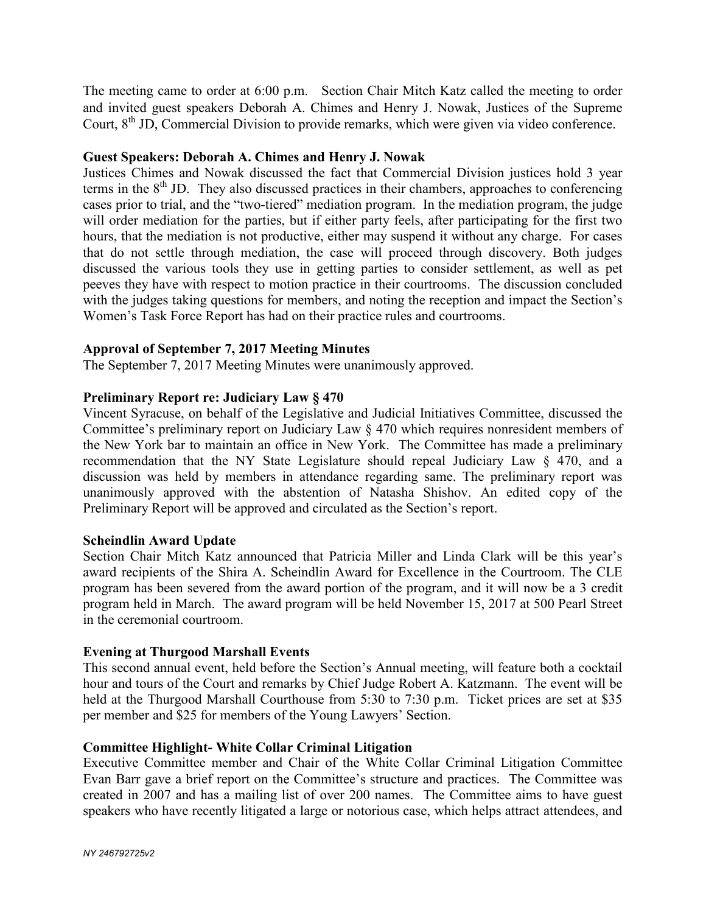The meeting came to order at 6:00 p.m. Section Chair Mitch Katz called the meeting to order and invited guest speakers Deborah A. Chimes and Henry J. Nowak, Justices of the Supreme Court, 8th JD, Commercial Division to provide remarks, which were given via video conference.

**Guest Speakers: Deborah A. Chimes and Henry J. Nowak**
Justices Chimes and Nowak discussed the fact that Commercial Division justices hold 3 year terms in the 8th JD. They also discussed practices in their chambers, approaches to conferencing cases prior to trial, and the "two-tiered" mediation program. In the mediation program, the judge will order mediation for the parties, but if either party feels, after participating for the first two hours, that the mediation is not productive, either may suspend it without any charge. For cases that do not settle through mediation, the case will proceed through discovery. Both judges discussed the various tools they use in getting parties to consider settlement, as well as pet peeves they have with respect to motion practice in their courtrooms. The discussion concluded with the judges taking questions for members, and noting the reception and impact the Section's Women's Task Force Report has had on their practice rules and courtrooms.

**Approval of September 7, 2017 Meeting Minutes**
The September 7, 2017 Meeting Minutes were unanimously approved.

**Preliminary Report re: Judiciary Law § 470**
Vincent Syracuse, on behalf of the Legislative and Judicial Initiatives Committee, discussed the Committee's preliminary report on Judiciary Law § 470 which requires nonresident members of the New York bar to maintain an office in New York. The Committee has made a preliminary recommendation that the NY State Legislature should repeal Judiciary Law § 470, and a discussion was held by members in attendance regarding same. The preliminary report was unanimously approved with the abstention of Natasha Shishov. An edited copy of the Preliminary Report will be approved and circulated as the Section's report.

**Scheindlin Award Update**
Section Chair Mitch Katz announced that Patricia Miller and Linda Clark will be this year's award recipients of the Shira A. Scheindlin Award for Excellence in the Courtroom. The CLE program has been severed from the award portion of the program, and it will now be a 3 credit program held in March. The award program will be held November 15, 2017 at 500 Pearl Street in the ceremonial courtroom.

**Evening at Thurgood Marshall Events**
This second annual event, held before the Section's Annual meeting, will feature both a cocktail hour and tours of the Court and remarks by Chief Judge Robert A. Katzmann. The event will be held at the Thurgood Marshall Courthouse from 5:30 to 7:30 p.m. Ticket prices are set at $35 per member and $25 for members of the Young Lawyers' Section.

**Committee Highlight- White Collar Criminal Litigation**
Executive Committee member and Chair of the White Collar Criminal Litigation Committee Evan Barr gave a brief report on the Committee's structure and practices. The Committee was created in 2007 and has a mailing list of over 200 names. The Committee aims to have guest speakers who have recently litigated a large or notorious case, which helps attract attendees, and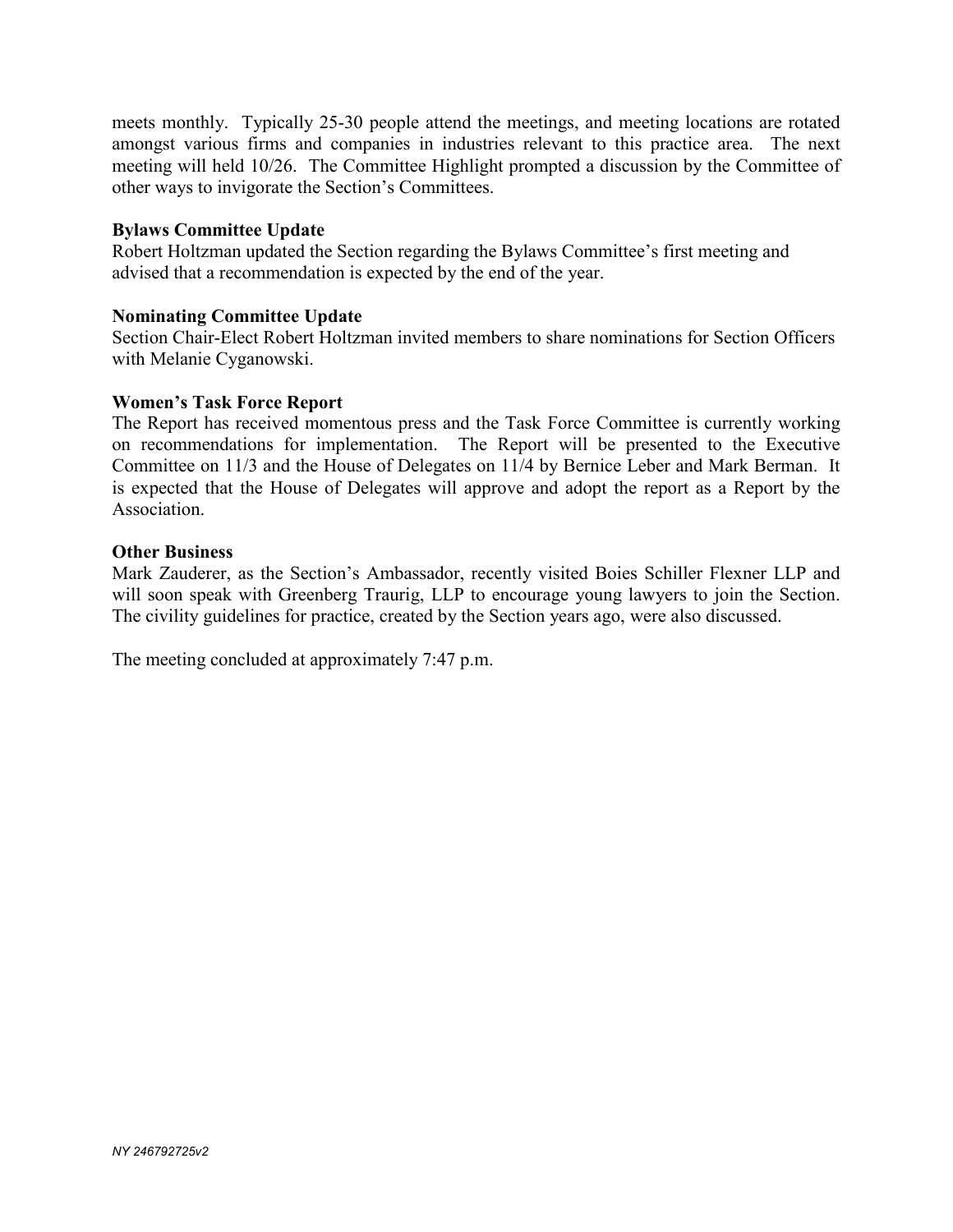meets monthly. Typically 25-30 people attend the meetings, and meeting locations are rotated amongst various firms and companies in industries relevant to this practice area. The next meeting will held 10/26. The Committee Highlight prompted a discussion by the Committee of other ways to invigorate the Section's Committees.

**Bylaws Committee Update**
Robert Holtzman updated the Section regarding the Bylaws Committee's first meeting and advised that a recommendation is expected by the end of the year.

**Nominating Committee Update**
Section Chair-Elect Robert Holtzman invited members to share nominations for Section Officers with Melanie Cyganowski.

**Women's Task Force Report**
The Report has received momentous press and the Task Force Committee is currently working on recommendations for implementation. The Report will be presented to the Executive Committee on 11/3 and the House of Delegates on 11/4 by Bernice Leber and Mark Berman. It is expected that the House of Delegates will approve and adopt the report as a Report by the Association.

**Other Business**
Mark Zauderer, as the Section's Ambassador, recently visited Boies Schiller Flexner LLP and will soon speak with Greenberg Traurig, LLP to encourage young lawyers to join the Section. The civility guidelines for practice, created by the Section years ago, were also discussed.

The meeting concluded at approximately 7:47 p.m.

*NY 246792725v2*